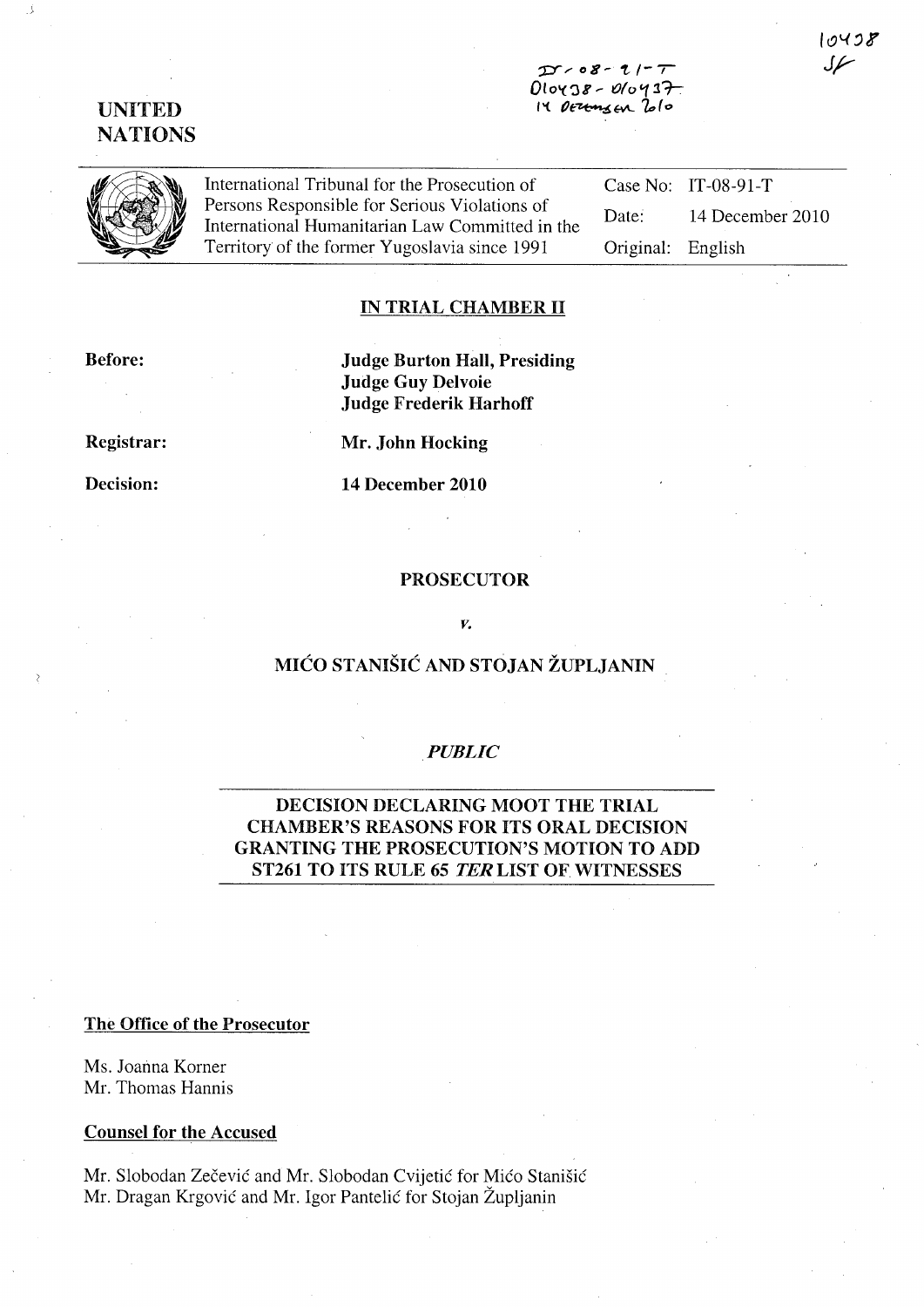IT-08-91-T
D10438 - D10437
14 December 2010

10438
SF

UNITED NATIONS

| International Tribunal for the Prosecution of Persons Responsible for Serious Violations of International Humanitarian Law Committed in the Territory of the former Yugoslavia since 1991 | Case No: | IT-08-91-T |
| --- | --- | --- |
| | Date: | 14 December 2010 |
| | Original: | English |

## IN TRIAL CHAMBER II

**Before:**

**Judge Burton Hall, Presiding**
**Judge Guy Delvoie**
**Judge Frederik Harhoff**

**Registrar:** **Mr. John Hocking**

**Decision:** **14 December 2010**

**PROSECUTOR**

*v.*

**MIĆO STANIŠIĆ AND STOJAN ŽUPLJANIN**

***PUBLIC***

**DECISION DECLARING MOOT THE TRIAL CHAMBER'S REASONS FOR ITS ORAL DECISION GRANTING THE PROSECUTION'S MOTION TO ADD ST261 TO ITS RULE 65 *TER* LIST OF WITNESSES**

**The Office of the Prosecutor**

Ms. Joanna Korner
Mr. Thomas Hannis

**Counsel for the Accused**

Mr. Slobodan Zečević and Mr. Slobodan Cvijetić for Mićo Stanišić
Mr. Dragan Krgović and Mr. Igor Pantelić for Stojan Župljanin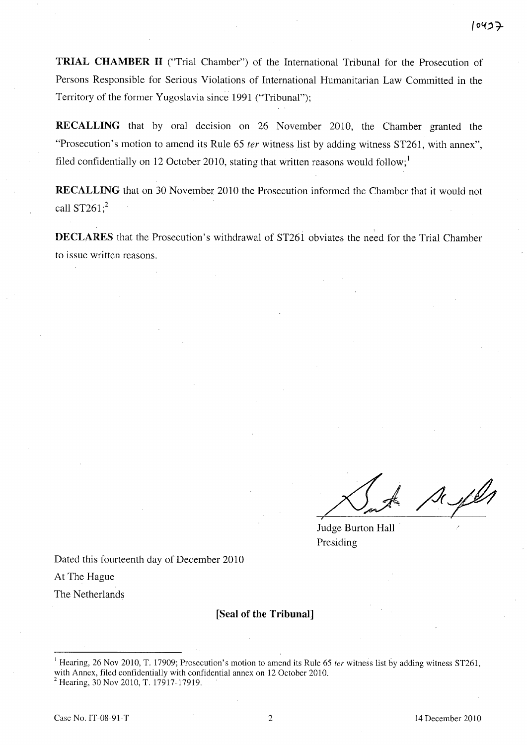**TRIAL CHAMBER II** ("Trial Chamber") of the International Tribunal for the Prosecution of Persons Responsible for Serious Violations of International Humanitarian Law Committed in the Territory of the former Yugoslavia since 1991 ("Tribunal");

**RECALLING** that by oral decision on 26 November 2010, the Chamber granted the "Prosecution's motion to amend its Rule 65 *ter* witness list by adding witness ST261, with annex", filed confidentially on 12 October 2010, stating that written reasons would follow;[1]

**RECALLING** that on 30 November 2010 the Prosecution informed the Chamber that it would not call ST261;[2]

**DECLARES** that the Prosecution's withdrawal of ST261 obviates the need for the Trial Chamber to issue written reasons.

Judge Burton Hall
Presiding

Dated this fourteenth day of December 2010
At The Hague
The Netherlands

**[Seal of the Tribunal]**

---

[1] Hearing, 26 Nov 2010, T. 17909; Prosecution's motion to amend its Rule 65 *ter* witness list by adding witness ST261, with Annex, filed confidentially with confidential annex on 12 October 2010.

[2] Hearing, 30 Nov 2010, T. 17917-17919.